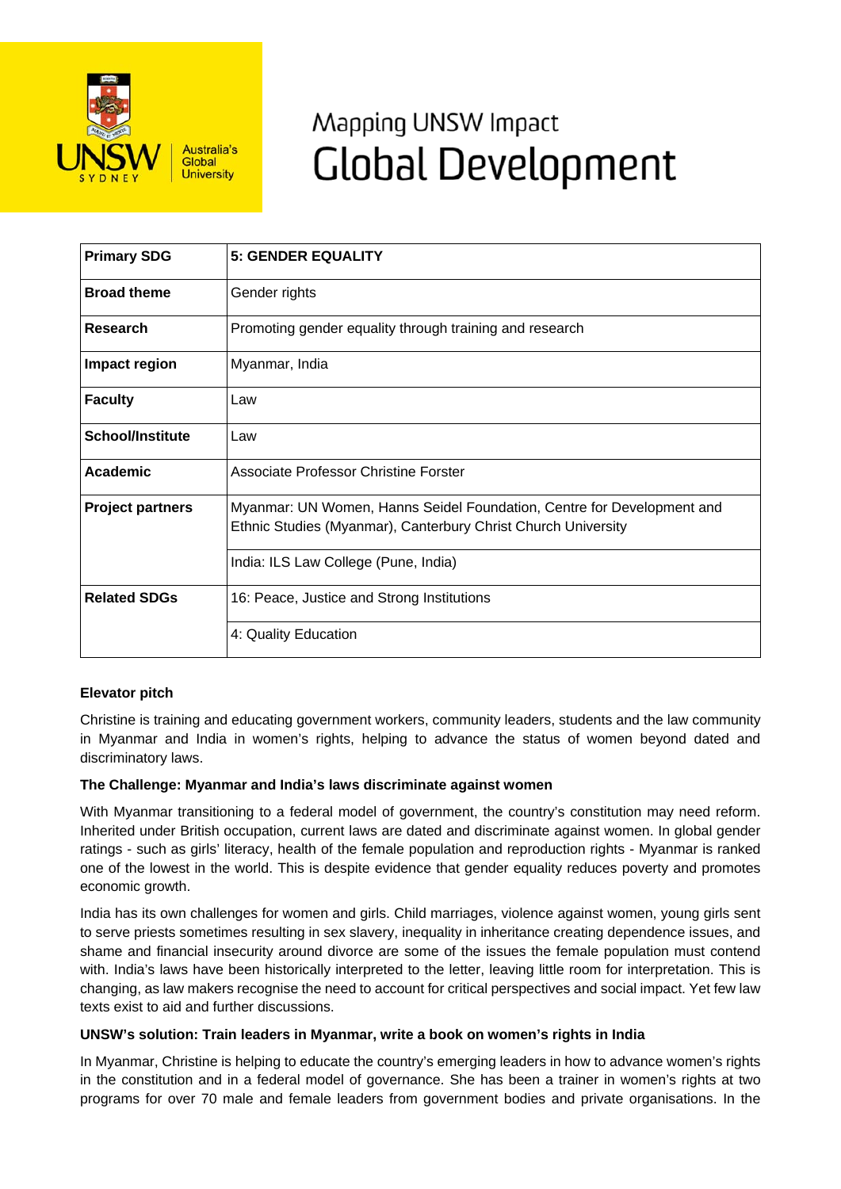# Mapping UNSW Impact
# Global Development

| Primary SDG | **5: GENDER EQUALITY** |
|---|---|
| **Broad theme** | Gender rights |
| **Research** | Promoting gender equality through training and research |
| **Impact region** | Myanmar, India |
| **Faculty** | Law |
| **School/Institute** | Law |
| **Academic** | Associate Professor Christine Forster |
| **Project partners** | Myanmar: UN Women, Hanns Seidel Foundation, Centre for Development and Ethnic Studies (Myanmar), Canterbury Christ Church University |
| | India: ILS Law College (Pune, India) |
| **Related SDGs** | 16: Peace, Justice and Strong Institutions |
| | 4: Quality Education |

**Elevator pitch**

Christine is training and educating government workers, community leaders, students and the law community in Myanmar and India in women's rights, helping to advance the status of women beyond dated and discriminatory laws.

**The Challenge: Myanmar and India's laws discriminate against women**

With Myanmar transitioning to a federal model of government, the country's constitution may need reform. Inherited under British occupation, current laws are dated and discriminate against women. In global gender ratings - such as girls' literacy, health of the female population and reproduction rights - Myanmar is ranked one of the lowest in the world. This is despite evidence that gender equality reduces poverty and promotes economic growth.

India has its own challenges for women and girls. Child marriages, violence against women, young girls sent to serve priests sometimes resulting in sex slavery, inequality in inheritance creating dependence issues, and shame and financial insecurity around divorce are some of the issues the female population must contend with. India's laws have been historically interpreted to the letter, leaving little room for interpretation. This is changing, as law makers recognise the need to account for critical perspectives and social impact. Yet few law texts exist to aid and further discussions.

**UNSW's solution: Train leaders in Myanmar, write a book on women's rights in India**

In Myanmar, Christine is helping to educate the country's emerging leaders in how to advance women's rights in the constitution and in a federal model of governance. She has been a trainer in women's rights at two programs for over 70 male and female leaders from government bodies and private organisations. In the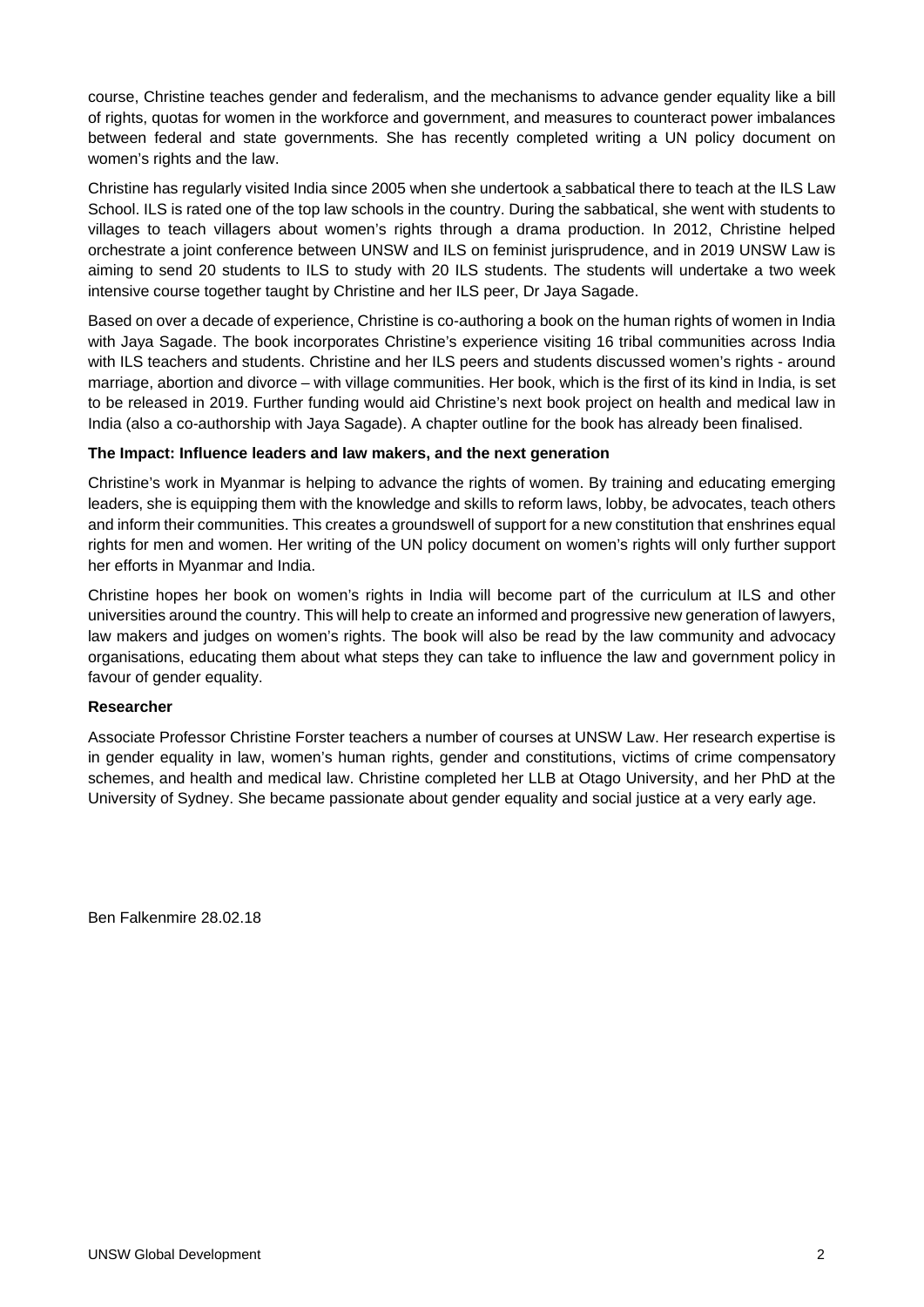course, Christine teaches gender and federalism, and the mechanisms to advance gender equality like a bill of rights, quotas for women in the workforce and government, and measures to counteract power imbalances between federal and state governments. She has recently completed writing a UN policy document on women's rights and the law.

Christine has regularly visited India since 2005 when she undertook a sabbatical there to teach at the ILS Law School. ILS is rated one of the top law schools in the country. During the sabbatical, she went with students to villages to teach villagers about women's rights through a drama production. In 2012, Christine helped orchestrate a joint conference between UNSW and ILS on feminist jurisprudence, and in 2019 UNSW Law is aiming to send 20 students to ILS to study with 20 ILS students. The students will undertake a two week intensive course together taught by Christine and her ILS peer, Dr Jaya Sagade.

Based on over a decade of experience, Christine is co-authoring a book on the human rights of women in India with Jaya Sagade. The book incorporates Christine's experience visiting 16 tribal communities across India with ILS teachers and students. Christine and her ILS peers and students discussed women's rights - around marriage, abortion and divorce – with village communities. Her book, which is the first of its kind in India, is set to be released in 2019. Further funding would aid Christine's next book project on health and medical law in India (also a co-authorship with Jaya Sagade). A chapter outline for the book has already been finalised.

**The Impact: Influence leaders and law makers, and the next generation**

Christine's work in Myanmar is helping to advance the rights of women. By training and educating emerging leaders, she is equipping them with the knowledge and skills to reform laws, lobby, be advocates, teach others and inform their communities. This creates a groundswell of support for a new constitution that enshrines equal rights for men and women. Her writing of the UN policy document on women's rights will only further support her efforts in Myanmar and India.

Christine hopes her book on women's rights in India will become part of the curriculum at ILS and other universities around the country. This will help to create an informed and progressive new generation of lawyers, law makers and judges on women's rights. The book will also be read by the law community and advocacy organisations, educating them about what steps they can take to influence the law and government policy in favour of gender equality.

**Researcher**

Associate Professor Christine Forster teachers a number of courses at UNSW Law. Her research expertise is in gender equality in law, women's human rights, gender and constitutions, victims of crime compensatory schemes, and health and medical law. Christine completed her LLB at Otago University, and her PhD at the University of Sydney. She became passionate about gender equality and social justice at a very early age.

Ben Falkenmire 28.02.18